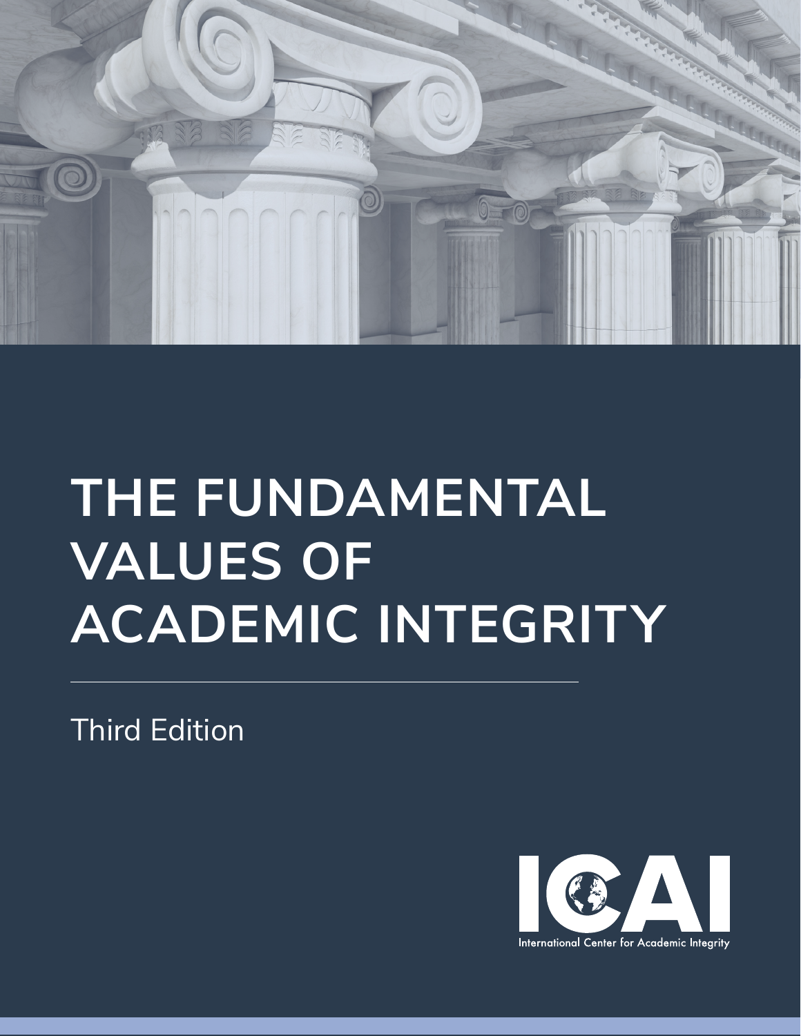# THE FUNDAMENTAL VALUES OF ACADEMIC INTEGRITY

Third Edition

ICAI

International Center for Academic Integrity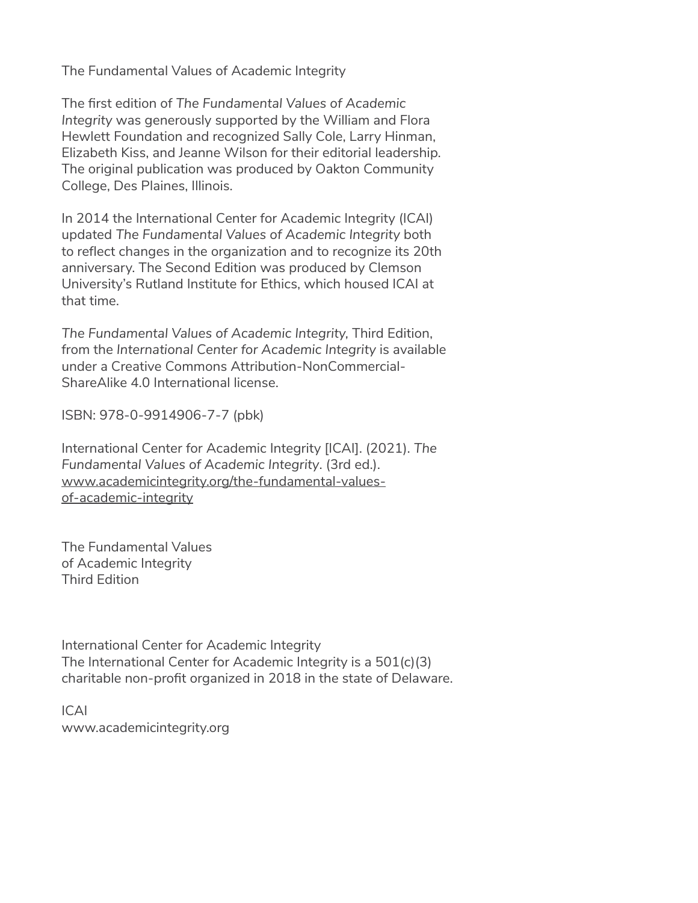The Fundamental Values of Academic Integrity

The first edition of *The Fundamental Values of Academic Integrity* was generously supported by the William and Flora Hewlett Foundation and recognized Sally Cole, Larry Hinman, Elizabeth Kiss, and Jeanne Wilson for their editorial leadership. The original publication was produced by Oakton Community College, Des Plaines, Illinois.

In 2014 the International Center for Academic Integrity (ICAI) updated *The Fundamental Values of Academic Integrity* both to reflect changes in the organization and to recognize its 20th anniversary. The Second Edition was produced by Clemson University's Rutland Institute for Ethics, which housed ICAI at that time.

*The Fundamental Values of Academic Integrity,* Third Edition, from the *International Center for Academic Integrity* is available under a Creative Commons Attribution-NonCommercial-ShareAlike 4.0 International license.

ISBN: 978-0-9914906-7-7 (pbk)

International Center for Academic Integrity [ICAI]. (2021). *The Fundamental Values of Academic Integrity*. (3rd ed.). [www.academicintegrity.org/the-fundamental-values-of-academic-integrity](www.academicintegrity.org/the-fundamental-values-of-academic-integrity)

The Fundamental Values
of Academic Integrity
Third Edition

International Center for Academic Integrity
The International Center for Academic Integrity is a 501(c)(3) charitable non-profit organized in 2018 in the state of Delaware.

ICAI
www.academicintegrity.org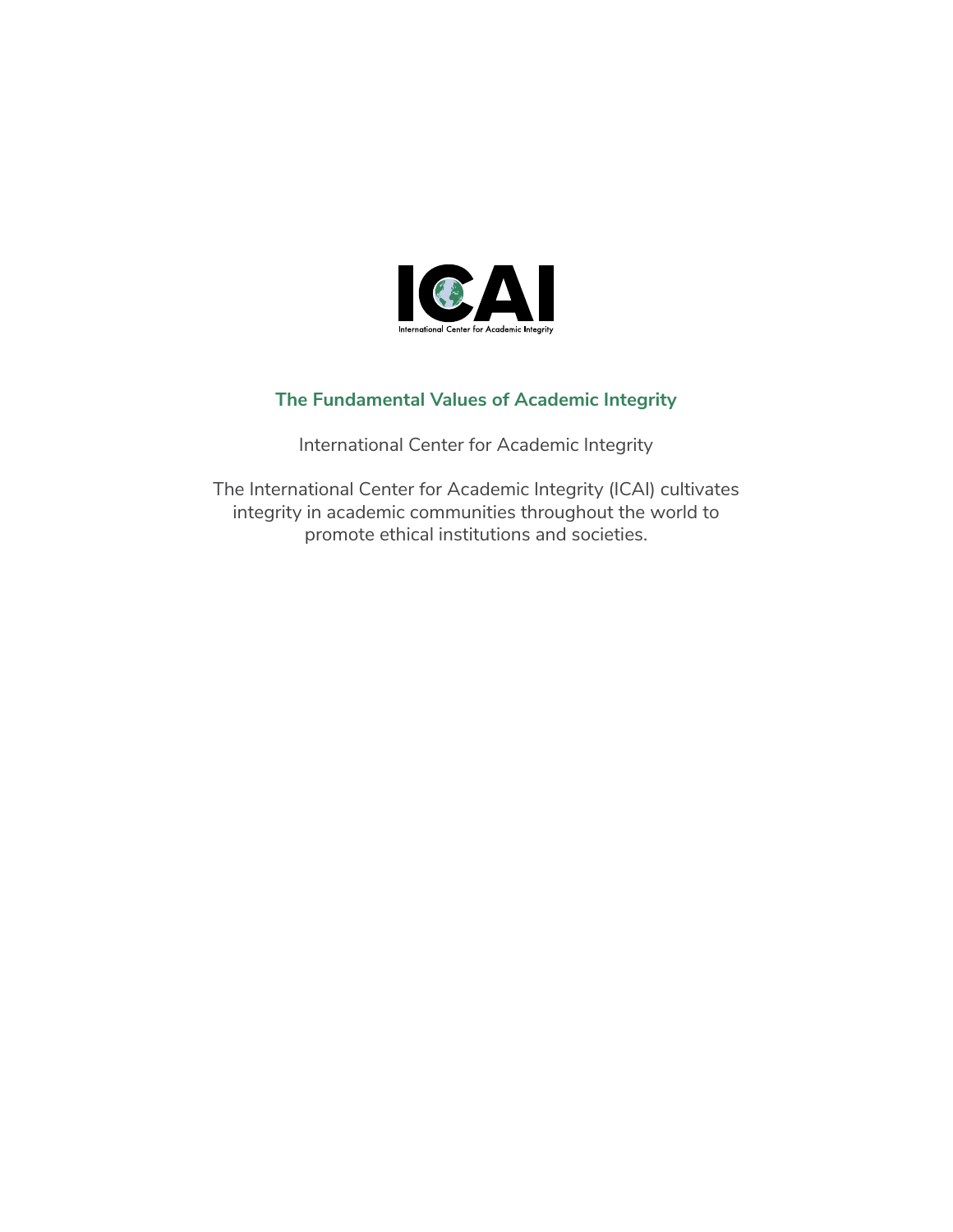**The Fundamental Values of Academic Integrity**

International Center for Academic Integrity

The International Center for Academic Integrity (ICAI) cultivates integrity in academic communities throughout the world to promote ethical institutions and societies.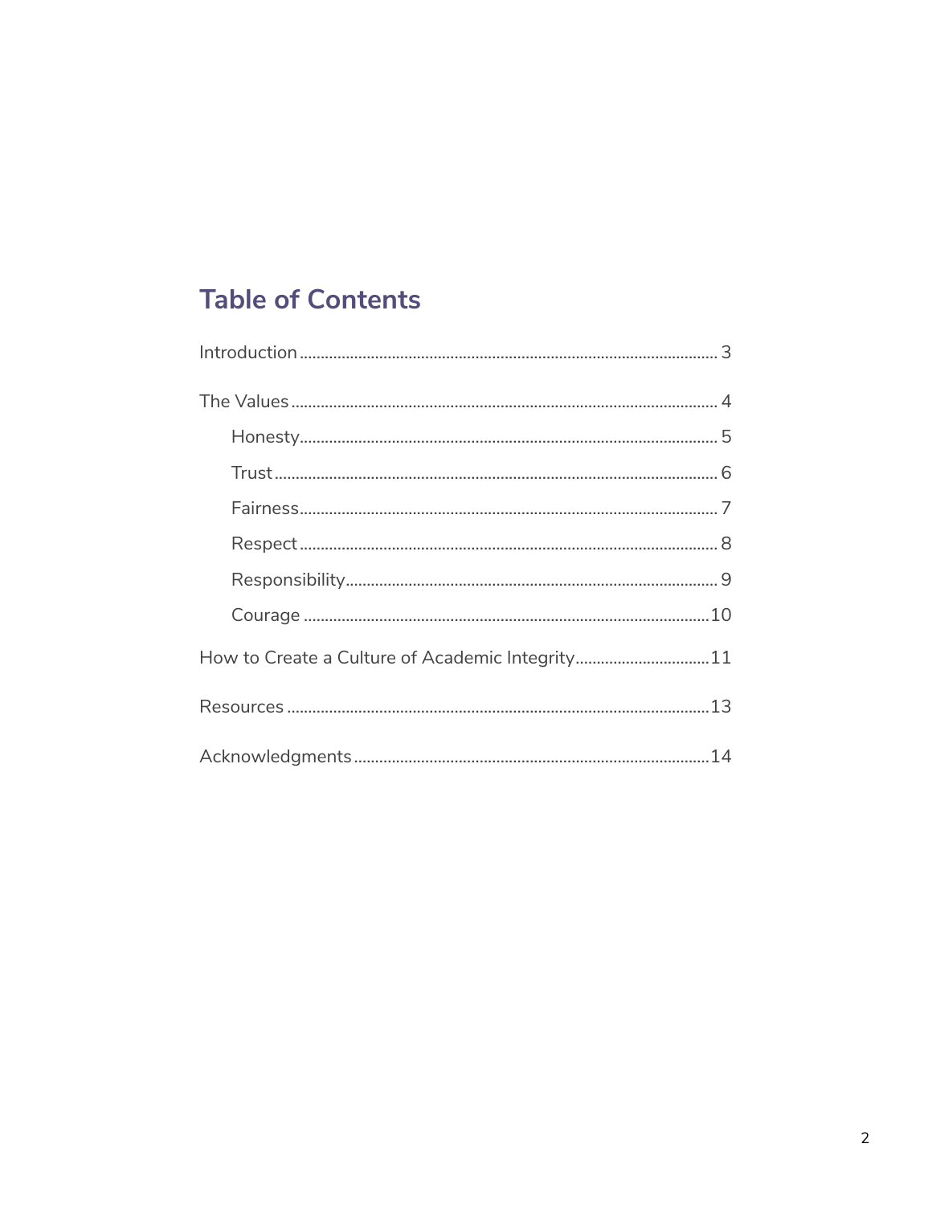## Table of Contents

- Introduction ........ 3
- The Values ........ 4
  - Honesty ........ 5
  - Trust ........ 6
  - Fairness ........ 7
  - Respect ........ 8
  - Responsibility ........ 9
  - Courage ........ 10
- How to Create a Culture of Academic Integrity ........ 11
- Resources ........ 13
- Acknowledgments ........ 14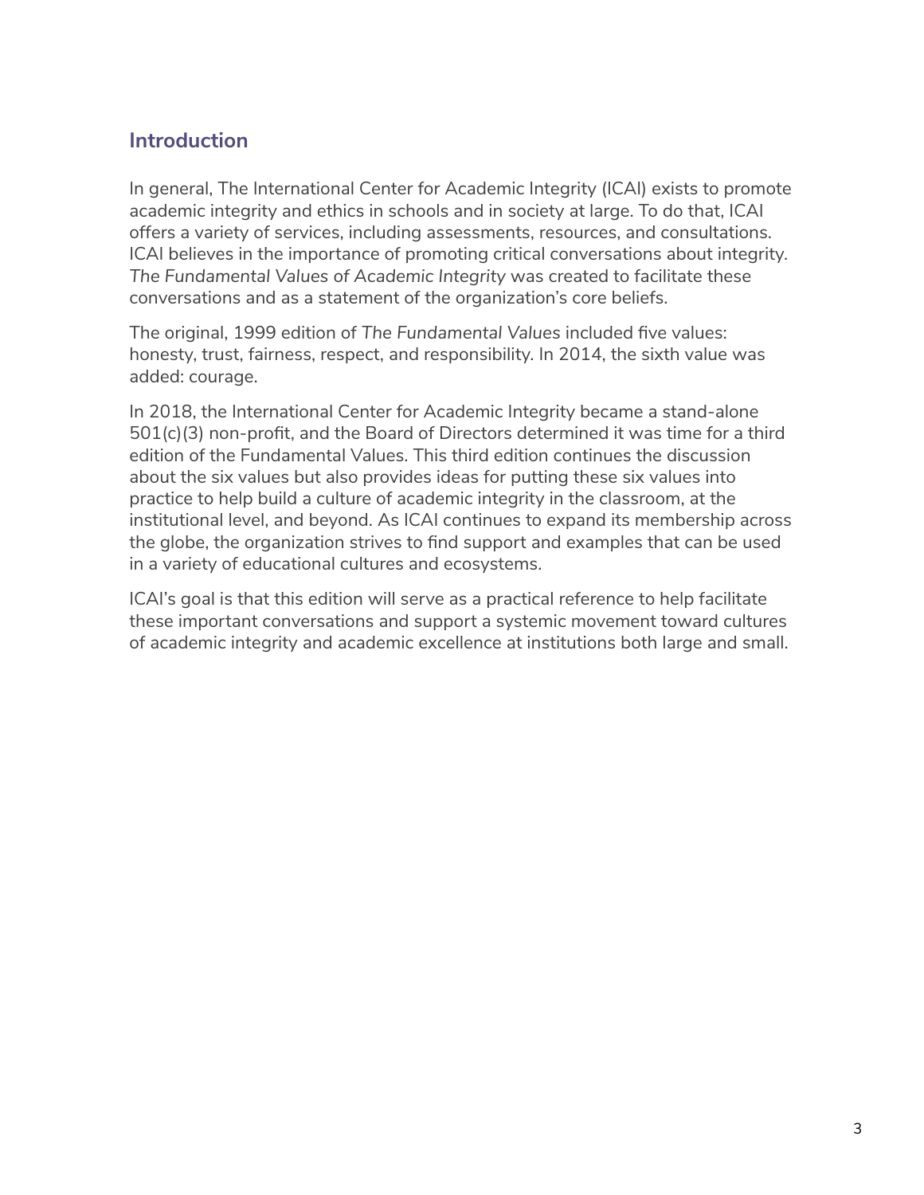## Introduction

In general, The International Center for Academic Integrity (ICAI) exists to promote academic integrity and ethics in schools and in society at large. To do that, ICAI offers a variety of services, including assessments, resources, and consultations. ICAI believes in the importance of promoting critical conversations about integrity. *The Fundamental Values of Academic Integrity* was created to facilitate these conversations and as a statement of the organization's core beliefs.

The original, 1999 edition of *The Fundamental Values* included five values: honesty, trust, fairness, respect, and responsibility. In 2014, the sixth value was added: courage.

In 2018, the International Center for Academic Integrity became a stand-alone 501(c)(3) non-profit, and the Board of Directors determined it was time for a third edition of the Fundamental Values. This third edition continues the discussion about the six values but also provides ideas for putting these six values into practice to help build a culture of academic integrity in the classroom, at the institutional level, and beyond. As ICAI continues to expand its membership across the globe, the organization strives to find support and examples that can be used in a variety of educational cultures and ecosystems.

ICAI's goal is that this edition will serve as a practical reference to help facilitate these important conversations and support a systemic movement toward cultures of academic integrity and academic excellence at institutions both large and small.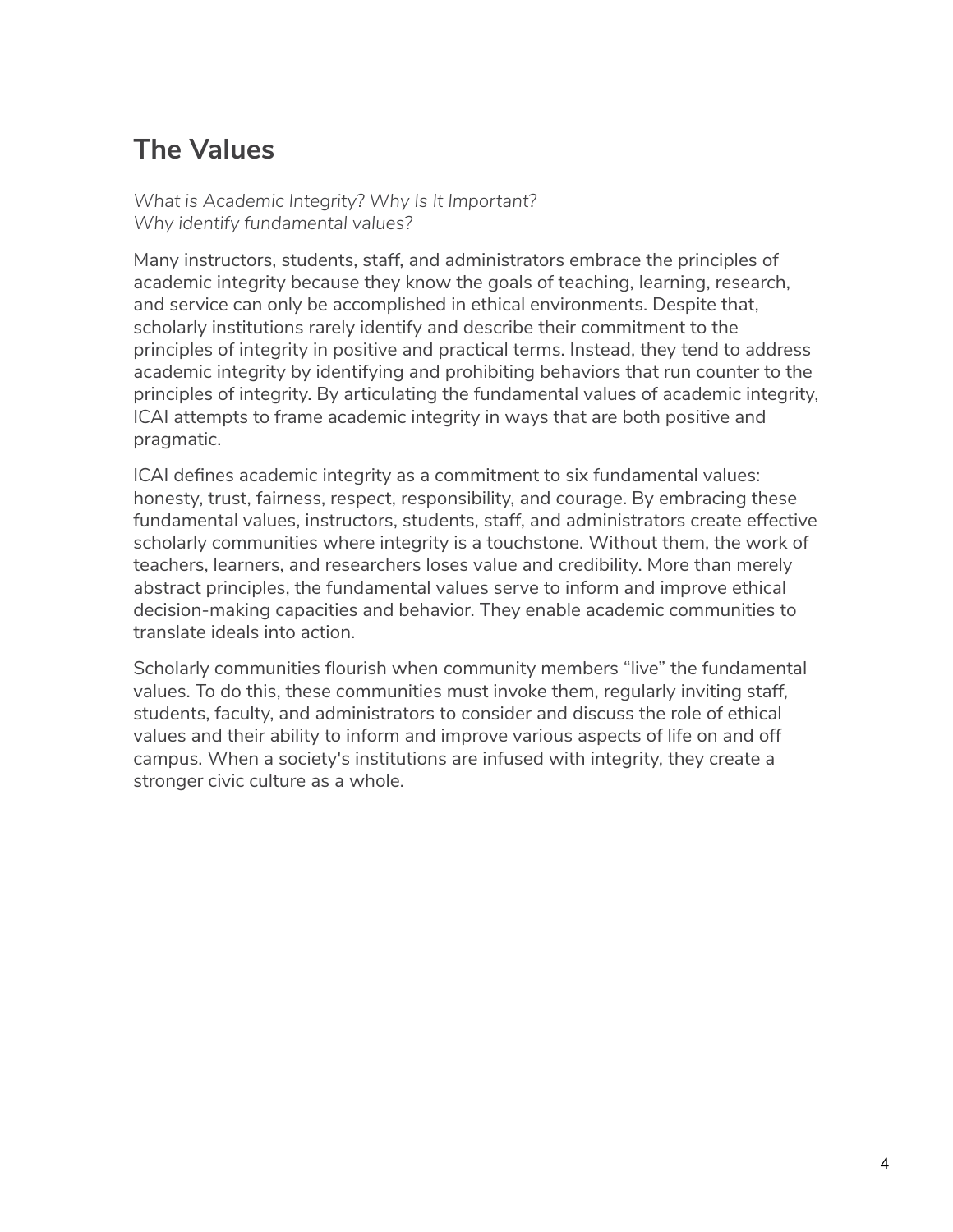## The Values

*What is Academic Integrity? Why Is It Important?*
*Why identify fundamental values?*

Many instructors, students, staff, and administrators embrace the principles of academic integrity because they know the goals of teaching, learning, research, and service can only be accomplished in ethical environments. Despite that, scholarly institutions rarely identify and describe their commitment to the principles of integrity in positive and practical terms. Instead, they tend to address academic integrity by identifying and prohibiting behaviors that run counter to the principles of integrity. By articulating the fundamental values of academic integrity, ICAI attempts to frame academic integrity in ways that are both positive and pragmatic.

ICAI defines academic integrity as a commitment to six fundamental values: honesty, trust, fairness, respect, responsibility, and courage. By embracing these fundamental values, instructors, students, staff, and administrators create effective scholarly communities where integrity is a touchstone. Without them, the work of teachers, learners, and researchers loses value and credibility. More than merely abstract principles, the fundamental values serve to inform and improve ethical decision-making capacities and behavior. They enable academic communities to translate ideals into action.

Scholarly communities flourish when community members "live" the fundamental values. To do this, these communities must invoke them, regularly inviting staff, students, faculty, and administrators to consider and discuss the role of ethical values and their ability to inform and improve various aspects of life on and off campus. When a society's institutions are infused with integrity, they create a stronger civic culture as a whole.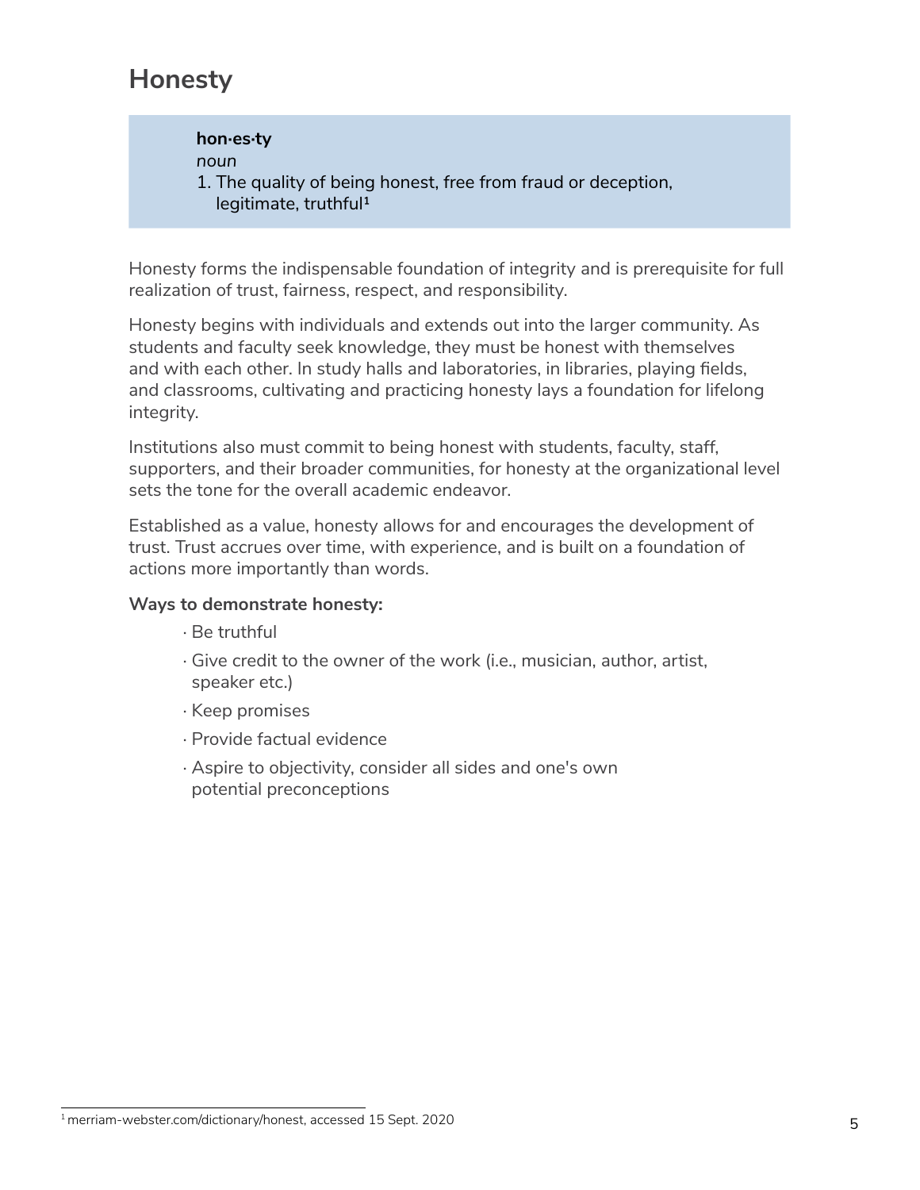# Honesty

> **hon·es·ty**
> *noun*
> 1. The quality of being honest, free from fraud or deception, legitimate, truthful[1]

Honesty forms the indispensable foundation of integrity and is prerequisite for full realization of trust, fairness, respect, and responsibility.

Honesty begins with individuals and extends out into the larger community. As students and faculty seek knowledge, they must be honest with themselves and with each other. In study halls and laboratories, in libraries, playing fields, and classrooms, cultivating and practicing honesty lays a foundation for lifelong integrity.

Institutions also must commit to being honest with students, faculty, staff, supporters, and their broader communities, for honesty at the organizational level sets the tone for the overall academic endeavor.

Established as a value, honesty allows for and encourages the development of trust. Trust accrues over time, with experience, and is built on a foundation of actions more importantly than words.

**Ways to demonstrate honesty:**

- Be truthful
- Give credit to the owner of the work (i.e., musician, author, artist, speaker etc.)
- Keep promises
- Provide factual evidence
- Aspire to objectivity, consider all sides and one's own potential preconceptions

[1] merriam-webster.com/dictionary/honest, accessed 15 Sept. 2020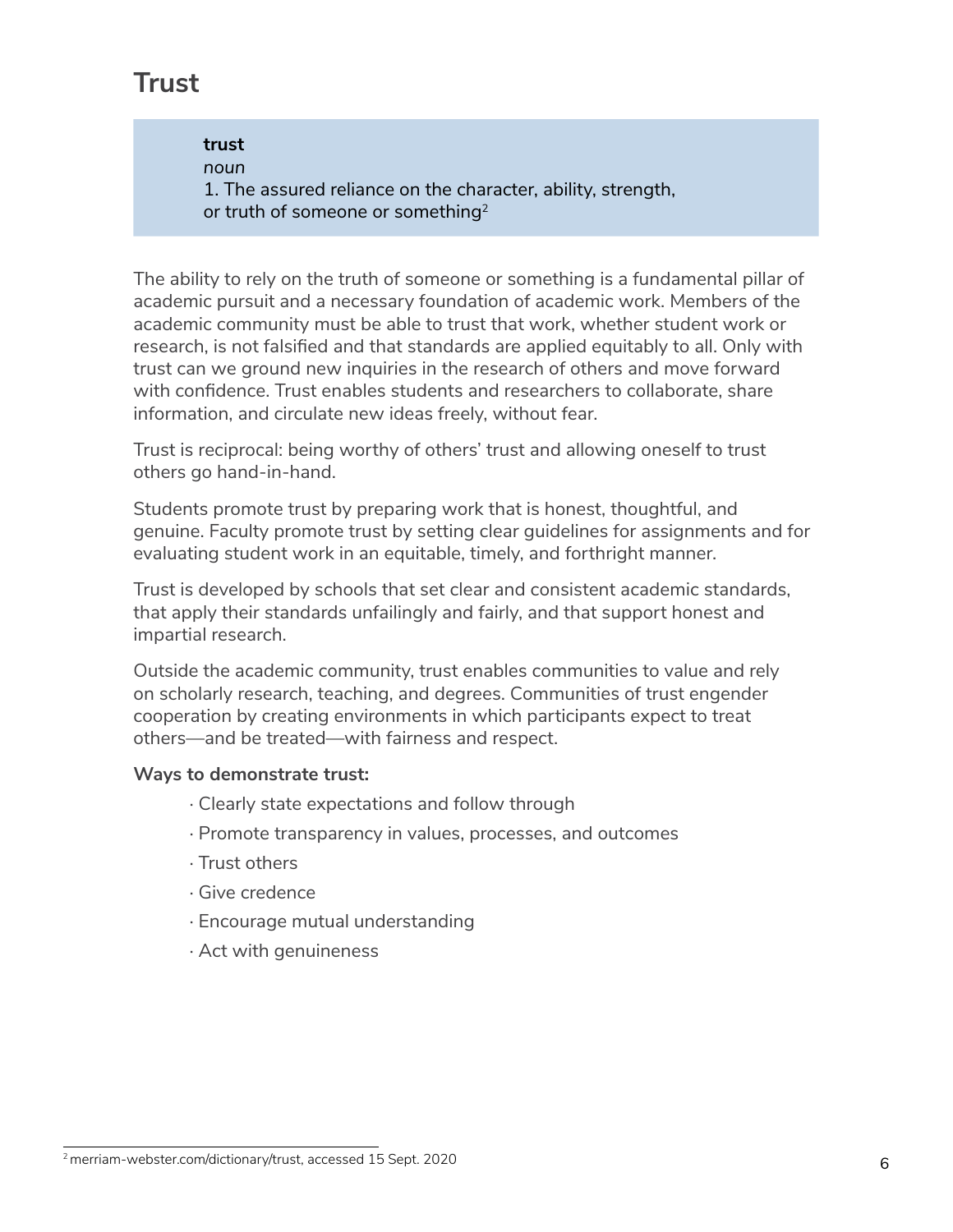# Trust

> **trust**
> *noun*
> 1. The assured reliance on the character, ability, strength, or truth of someone or something[2]

The ability to rely on the truth of someone or something is a fundamental pillar of academic pursuit and a necessary foundation of academic work. Members of the academic community must be able to trust that work, whether student work or research, is not falsified and that standards are applied equitably to all. Only with trust can we ground new inquiries in the research of others and move forward with confidence. Trust enables students and researchers to collaborate, share information, and circulate new ideas freely, without fear.

Trust is reciprocal: being worthy of others' trust and allowing oneself to trust others go hand-in-hand.

Students promote trust by preparing work that is honest, thoughtful, and genuine. Faculty promote trust by setting clear guidelines for assignments and for evaluating student work in an equitable, timely, and forthright manner.

Trust is developed by schools that set clear and consistent academic standards, that apply their standards unfailingly and fairly, and that support honest and impartial research.

Outside the academic community, trust enables communities to value and rely on scholarly research, teaching, and degrees. Communities of trust engender cooperation by creating environments in which participants expect to treat others—and be treated—with fairness and respect.

**Ways to demonstrate trust:**

- Clearly state expectations and follow through
- Promote transparency in values, processes, and outcomes
- Trust others
- Give credence
- Encourage mutual understanding
- Act with genuineness

[2] merriam-webster.com/dictionary/trust, accessed 15 Sept. 2020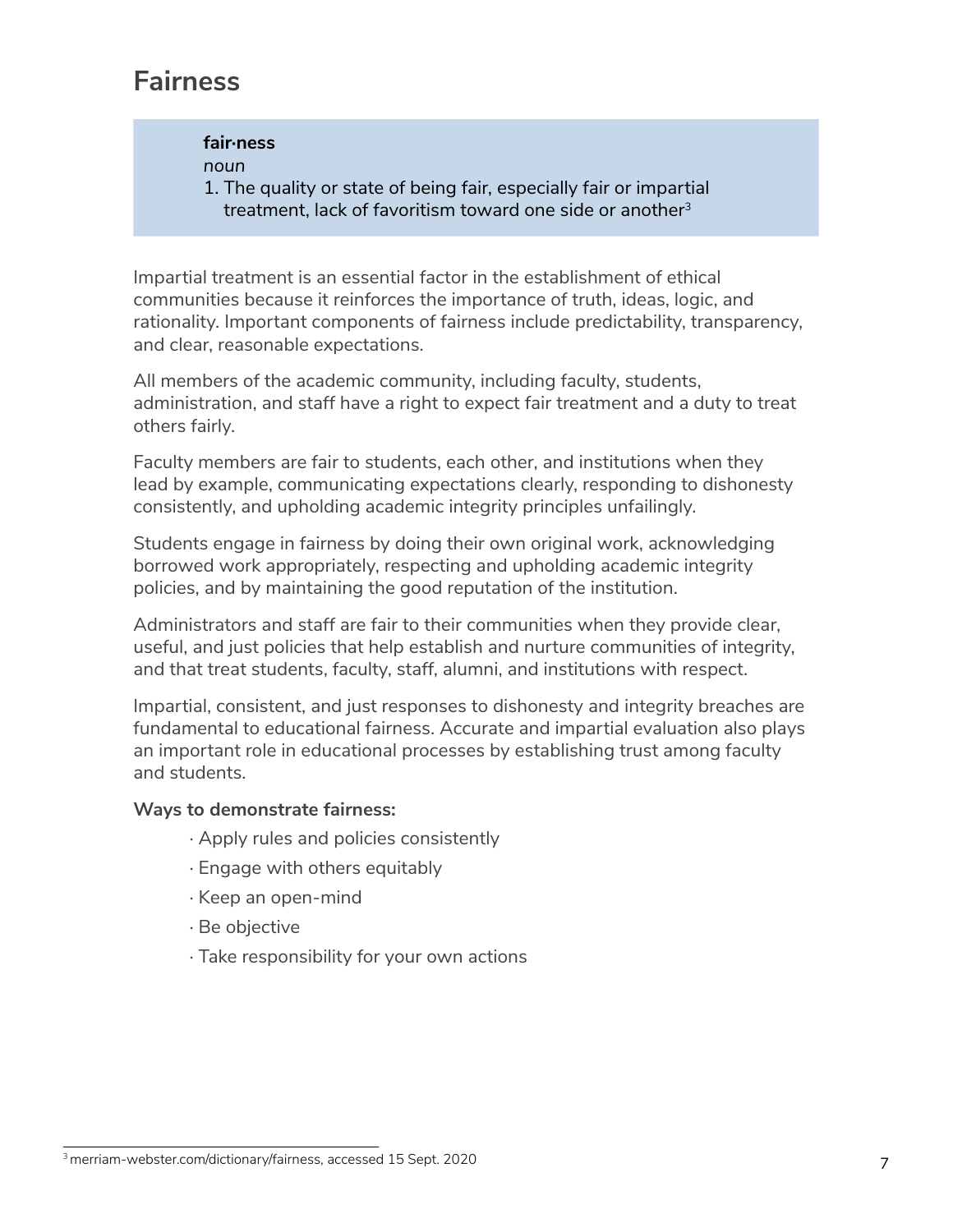## Fairness

> **fair·ness**
> *noun*
> 1. The quality or state of being fair, especially fair or impartial treatment, lack of favoritism toward one side or another[3]

Impartial treatment is an essential factor in the establishment of ethical communities because it reinforces the importance of truth, ideas, logic, and rationality. Important components of fairness include predictability, transparency, and clear, reasonable expectations.

All members of the academic community, including faculty, students, administration, and staff have a right to expect fair treatment and a duty to treat others fairly.

Faculty members are fair to students, each other, and institutions when they lead by example, communicating expectations clearly, responding to dishonesty consistently, and upholding academic integrity principles unfailingly.

Students engage in fairness by doing their own original work, acknowledging borrowed work appropriately, respecting and upholding academic integrity policies, and by maintaining the good reputation of the institution.

Administrators and staff are fair to their communities when they provide clear, useful, and just policies that help establish and nurture communities of integrity, and that treat students, faculty, staff, alumni, and institutions with respect.

Impartial, consistent, and just responses to dishonesty and integrity breaches are fundamental to educational fairness. Accurate and impartial evaluation also plays an important role in educational processes by establishing trust among faculty and students.

**Ways to demonstrate fairness:**

- Apply rules and policies consistently
- Engage with others equitably
- Keep an open-mind
- Be objective
- Take responsibility for your own actions

[3] merriam-webster.com/dictionary/fairness, accessed 15 Sept. 2020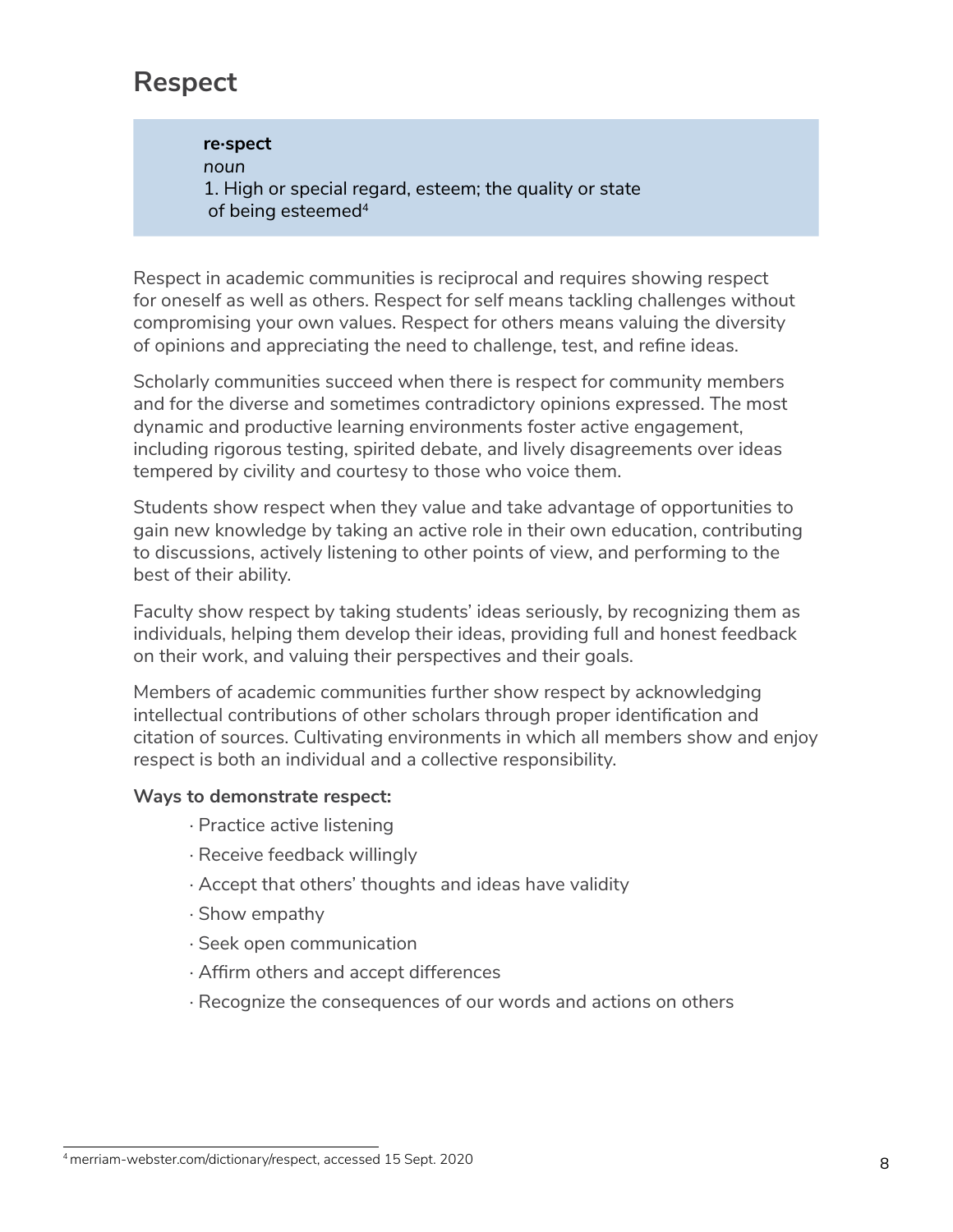## Respect

> **re·spect**
> *noun*
> 1. High or special regard, esteem; the quality or state of being esteemed[4]

Respect in academic communities is reciprocal and requires showing respect for oneself as well as others. Respect for self means tackling challenges without compromising your own values. Respect for others means valuing the diversity of opinions and appreciating the need to challenge, test, and refine ideas.

Scholarly communities succeed when there is respect for community members and for the diverse and sometimes contradictory opinions expressed. The most dynamic and productive learning environments foster active engagement, including rigorous testing, spirited debate, and lively disagreements over ideas tempered by civility and courtesy to those who voice them.

Students show respect when they value and take advantage of opportunities to gain new knowledge by taking an active role in their own education, contributing to discussions, actively listening to other points of view, and performing to the best of their ability.

Faculty show respect by taking students' ideas seriously, by recognizing them as individuals, helping them develop their ideas, providing full and honest feedback on their work, and valuing their perspectives and their goals.

Members of academic communities further show respect by acknowledging intellectual contributions of other scholars through proper identification and citation of sources. Cultivating environments in which all members show and enjoy respect is both an individual and a collective responsibility.

**Ways to demonstrate respect:**

- Practice active listening
- Receive feedback willingly
- Accept that others' thoughts and ideas have validity
- Show empathy
- Seek open communication
- Affirm others and accept differences
- Recognize the consequences of our words and actions on others

[4] merriam-webster.com/dictionary/respect, accessed 15 Sept. 2020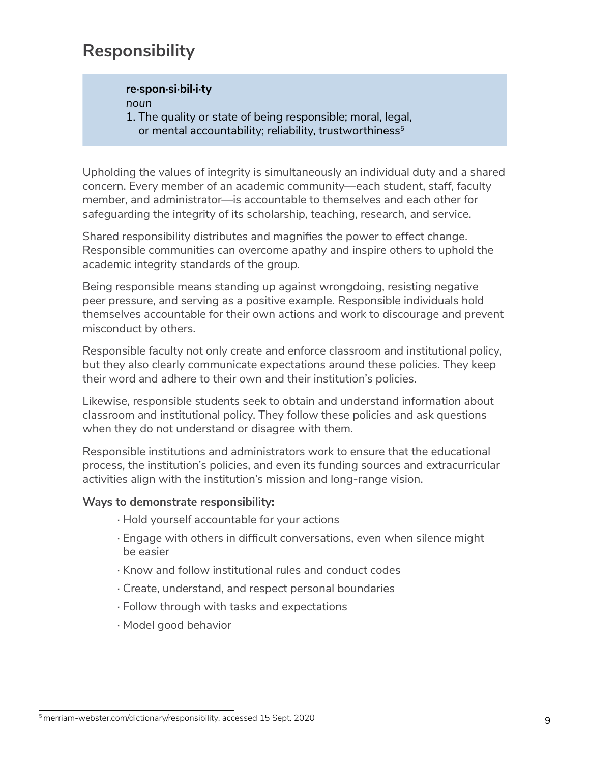## Responsibility

> **re·spon·si·bil·i·ty**
> *noun*
> 1. The quality or state of being responsible; moral, legal, or mental accountability; reliability, trustworthiness[5]

Upholding the values of integrity is simultaneously an individual duty and a shared concern. Every member of an academic community—each student, staff, faculty member, and administrator—is accountable to themselves and each other for safeguarding the integrity of its scholarship, teaching, research, and service.

Shared responsibility distributes and magnifies the power to effect change. Responsible communities can overcome apathy and inspire others to uphold the academic integrity standards of the group.

Being responsible means standing up against wrongdoing, resisting negative peer pressure, and serving as a positive example. Responsible individuals hold themselves accountable for their own actions and work to discourage and prevent misconduct by others.

Responsible faculty not only create and enforce classroom and institutional policy, but they also clearly communicate expectations around these policies. They keep their word and adhere to their own and their institution's policies.

Likewise, responsible students seek to obtain and understand information about classroom and institutional policy. They follow these policies and ask questions when they do not understand or disagree with them.

Responsible institutions and administrators work to ensure that the educational process, the institution's policies, and even its funding sources and extracurricular activities align with the institution's mission and long-range vision.

**Ways to demonstrate responsibility:**

- Hold yourself accountable for your actions
- Engage with others in difficult conversations, even when silence might be easier
- Know and follow institutional rules and conduct codes
- Create, understand, and respect personal boundaries
- Follow through with tasks and expectations
- Model good behavior

[5] merriam-webster.com/dictionary/responsibility, accessed 15 Sept. 2020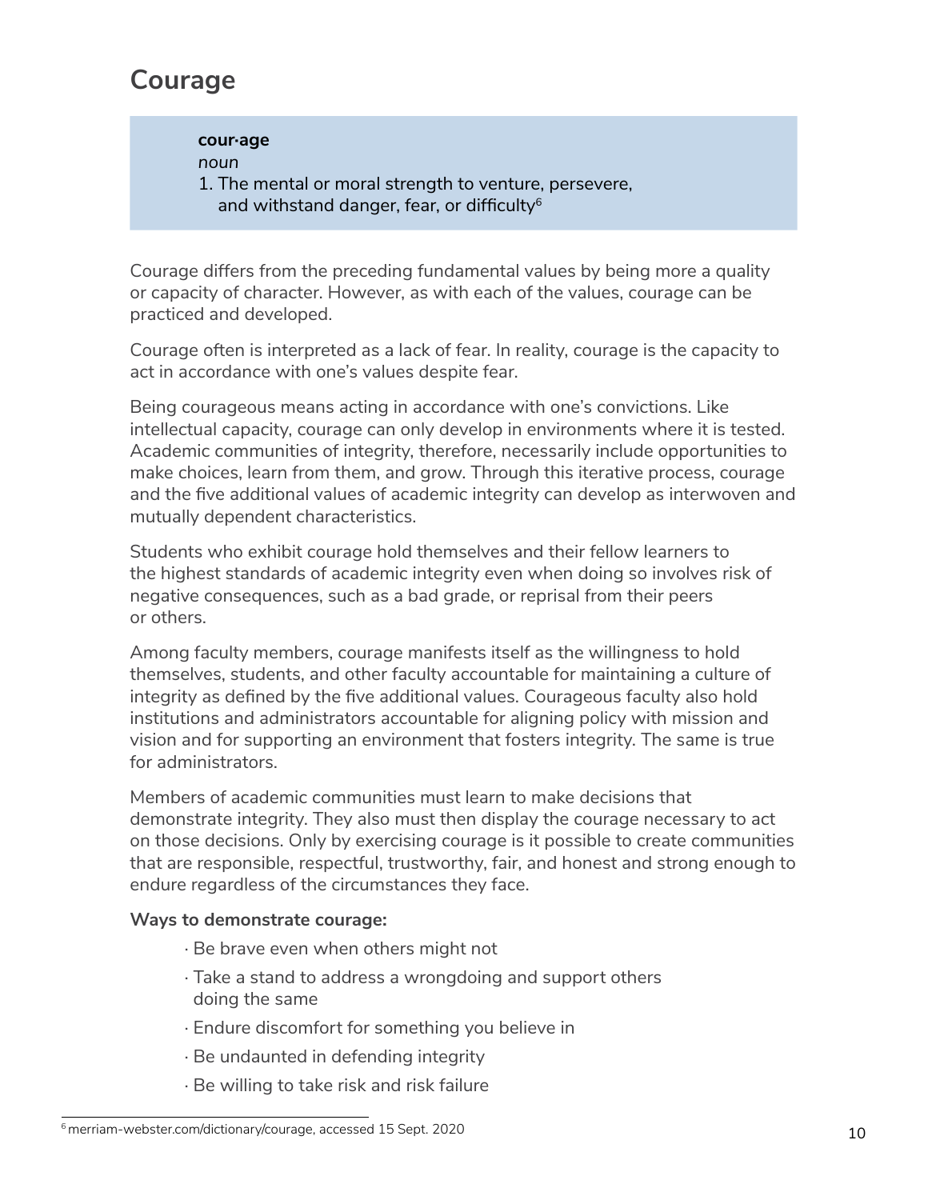## Courage

**cour·age**
*noun*
1. The mental or moral strength to venture, persevere, and withstand danger, fear, or difficulty[6]

Courage differs from the preceding fundamental values by being more a quality or capacity of character. However, as with each of the values, courage can be practiced and developed.

Courage often is interpreted as a lack of fear. In reality, courage is the capacity to act in accordance with one's values despite fear.

Being courageous means acting in accordance with one's convictions. Like intellectual capacity, courage can only develop in environments where it is tested. Academic communities of integrity, therefore, necessarily include opportunities to make choices, learn from them, and grow. Through this iterative process, courage and the five additional values of academic integrity can develop as interwoven and mutually dependent characteristics.

Students who exhibit courage hold themselves and their fellow learners to the highest standards of academic integrity even when doing so involves risk of negative consequences, such as a bad grade, or reprisal from their peers or others.

Among faculty members, courage manifests itself as the willingness to hold themselves, students, and other faculty accountable for maintaining a culture of integrity as defined by the five additional values. Courageous faculty also hold institutions and administrators accountable for aligning policy with mission and vision and for supporting an environment that fosters integrity. The same is true for administrators.

Members of academic communities must learn to make decisions that demonstrate integrity. They also must then display the courage necessary to act on those decisions. Only by exercising courage is it possible to create communities that are responsible, respectful, trustworthy, fair, and honest and strong enough to endure regardless of the circumstances they face.

**Ways to demonstrate courage:**

- Be brave even when others might not
- Take a stand to address a wrongdoing and support others doing the same
- Endure discomfort for something you believe in
- Be undaunted in defending integrity
- Be willing to take risk and risk failure

[6] merriam-webster.com/dictionary/courage, accessed 15 Sept. 2020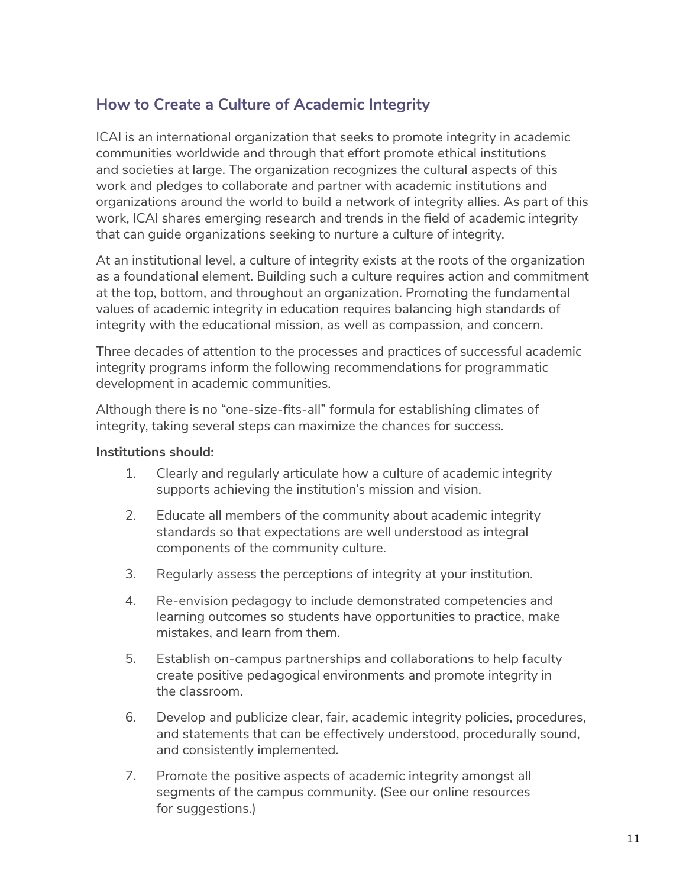## How to Create a Culture of Academic Integrity

ICAI is an international organization that seeks to promote integrity in academic communities worldwide and through that effort promote ethical institutions and societies at large. The organization recognizes the cultural aspects of this work and pledges to collaborate and partner with academic institutions and organizations around the world to build a network of integrity allies. As part of this work, ICAI shares emerging research and trends in the field of academic integrity that can guide organizations seeking to nurture a culture of integrity.

At an institutional level, a culture of integrity exists at the roots of the organization as a foundational element. Building such a culture requires action and commitment at the top, bottom, and throughout an organization. Promoting the fundamental values of academic integrity in education requires balancing high standards of integrity with the educational mission, as well as compassion, and concern.

Three decades of attention to the processes and practices of successful academic integrity programs inform the following recommendations for programmatic development in academic communities.

Although there is no "one-size-fits-all" formula for establishing climates of integrity, taking several steps can maximize the chances for success.

**Institutions should:**

1. Clearly and regularly articulate how a culture of academic integrity supports achieving the institution's mission and vision.
2. Educate all members of the community about academic integrity standards so that expectations are well understood as integral components of the community culture.
3. Regularly assess the perceptions of integrity at your institution.
4. Re-envision pedagogy to include demonstrated competencies and learning outcomes so students have opportunities to practice, make mistakes, and learn from them.
5. Establish on-campus partnerships and collaborations to help faculty create positive pedagogical environments and promote integrity in the classroom.
6. Develop and publicize clear, fair, academic integrity policies, procedures, and statements that can be effectively understood, procedurally sound, and consistently implemented.
7. Promote the positive aspects of academic integrity amongst all segments of the campus community. (See our online resources for suggestions.)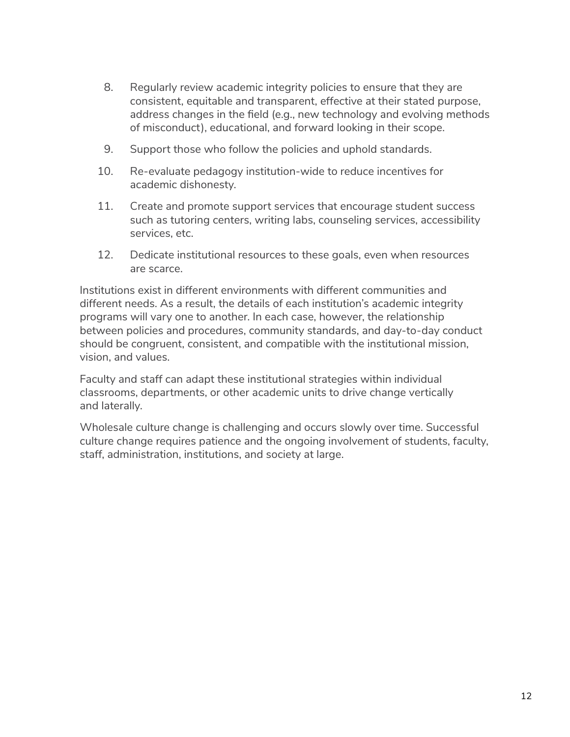8. Regularly review academic integrity policies to ensure that they are consistent, equitable and transparent, effective at their stated purpose, address changes in the field (e.g., new technology and evolving methods of misconduct), educational, and forward looking in their scope.
9. Support those who follow the policies and uphold standards.
10. Re-evaluate pedagogy institution-wide to reduce incentives for academic dishonesty.
11. Create and promote support services that encourage student success such as tutoring centers, writing labs, counseling services, accessibility services, etc.
12. Dedicate institutional resources to these goals, even when resources are scarce.

Institutions exist in different environments with different communities and different needs. As a result, the details of each institution's academic integrity programs will vary one to another. In each case, however, the relationship between policies and procedures, community standards, and day-to-day conduct should be congruent, consistent, and compatible with the institutional mission, vision, and values.

Faculty and staff can adapt these institutional strategies within individual classrooms, departments, or other academic units to drive change vertically and laterally.

Wholesale culture change is challenging and occurs slowly over time. Successful culture change requires patience and the ongoing involvement of students, faculty, staff, administration, institutions, and society at large.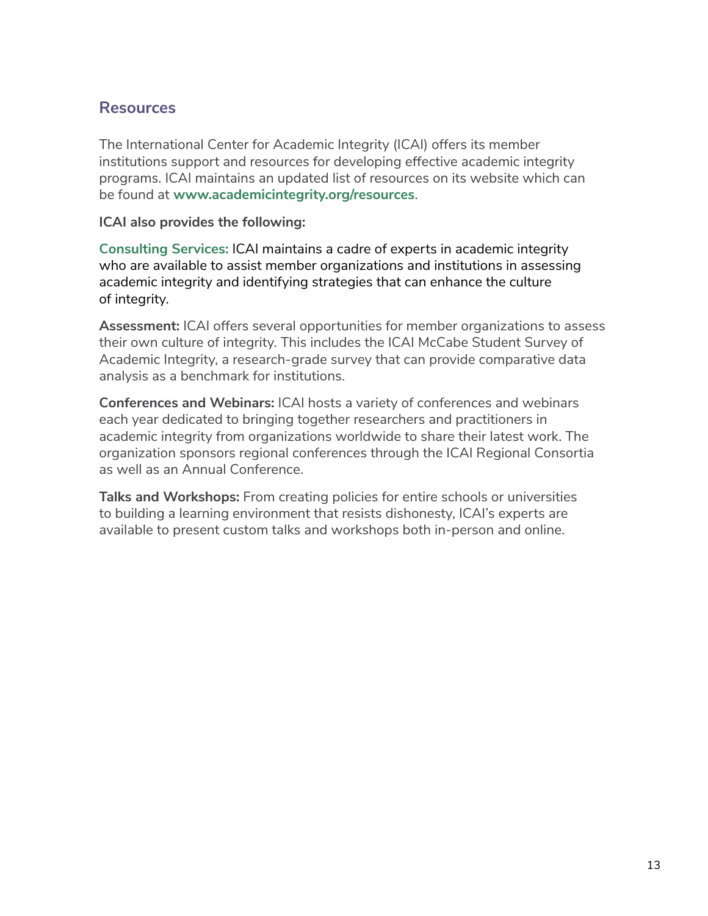## Resources

The International Center for Academic Integrity (ICAI) offers its member institutions support and resources for developing effective academic integrity programs. ICAI maintains an updated list of resources on its website which can be found at **www.academicintegrity.org/resources**.

**ICAI also provides the following:**

**Consulting Services:** ICAI maintains a cadre of experts in academic integrity who are available to assist member organizations and institutions in assessing academic integrity and identifying strategies that can enhance the culture of integrity.

**Assessment:** ICAI offers several opportunities for member organizations to assess their own culture of integrity. This includes the ICAI McCabe Student Survey of Academic Integrity, a research-grade survey that can provide comparative data analysis as a benchmark for institutions.

**Conferences and Webinars:** ICAI hosts a variety of conferences and webinars each year dedicated to bringing together researchers and practitioners in academic integrity from organizations worldwide to share their latest work. The organization sponsors regional conferences through the ICAI Regional Consortia as well as an Annual Conference.

**Talks and Workshops:** From creating policies for entire schools or universities to building a learning environment that resists dishonesty, ICAI's experts are available to present custom talks and workshops both in-person and online.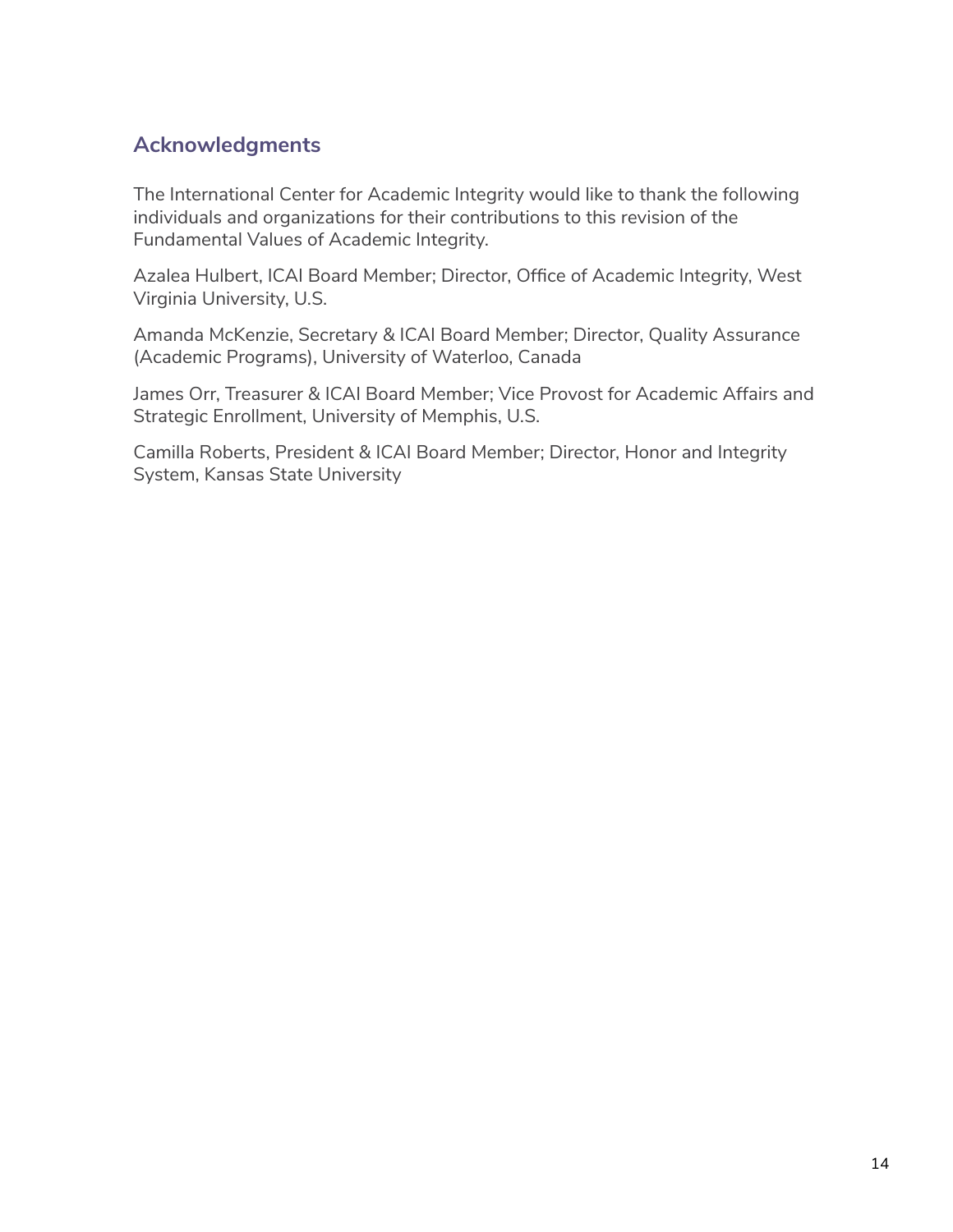## Acknowledgments

The International Center for Academic Integrity would like to thank the following individuals and organizations for their contributions to this revision of the Fundamental Values of Academic Integrity.

Azalea Hulbert, ICAI Board Member; Director, Office of Academic Integrity, West Virginia University, U.S.

Amanda McKenzie, Secretary & ICAI Board Member; Director, Quality Assurance (Academic Programs), University of Waterloo, Canada

James Orr, Treasurer & ICAI Board Member; Vice Provost for Academic Affairs and Strategic Enrollment, University of Memphis, U.S.

Camilla Roberts, President & ICAI Board Member; Director, Honor and Integrity System, Kansas State University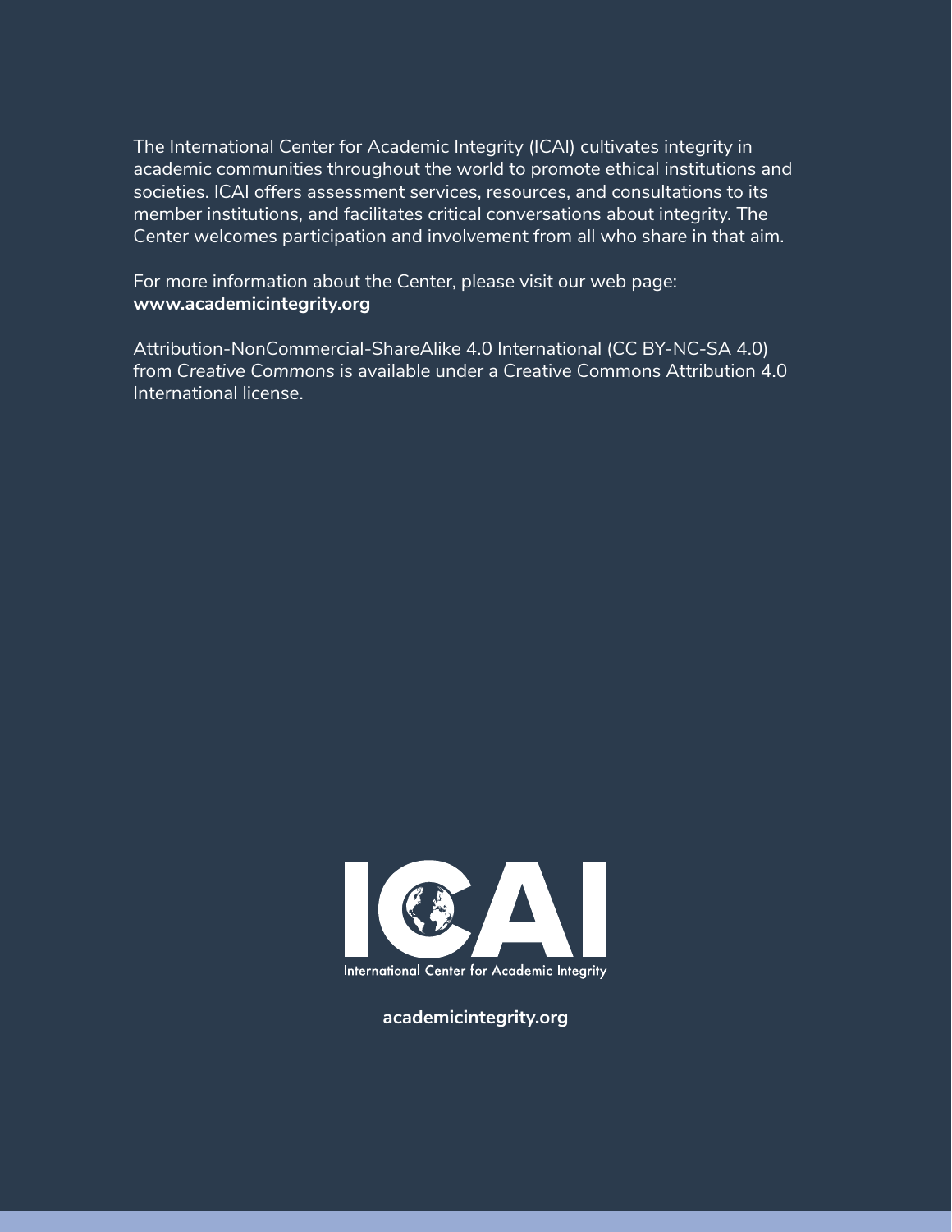The International Center for Academic Integrity (ICAI) cultivates integrity in academic communities throughout the world to promote ethical institutions and societies. ICAI offers assessment services, resources, and consultations to its member institutions, and facilitates critical conversations about integrity. The Center welcomes participation and involvement from all who share in that aim.

For more information about the Center, please visit our web page:
**www.academicintegrity.org**

Attribution-NonCommercial-ShareAlike 4.0 International (CC BY-NC-SA 4.0) from Creative *Commons* is available under a Creative Commons Attribution 4.0 International license.

ICAI
International Center for Academic Integrity

**academicintegrity.org**